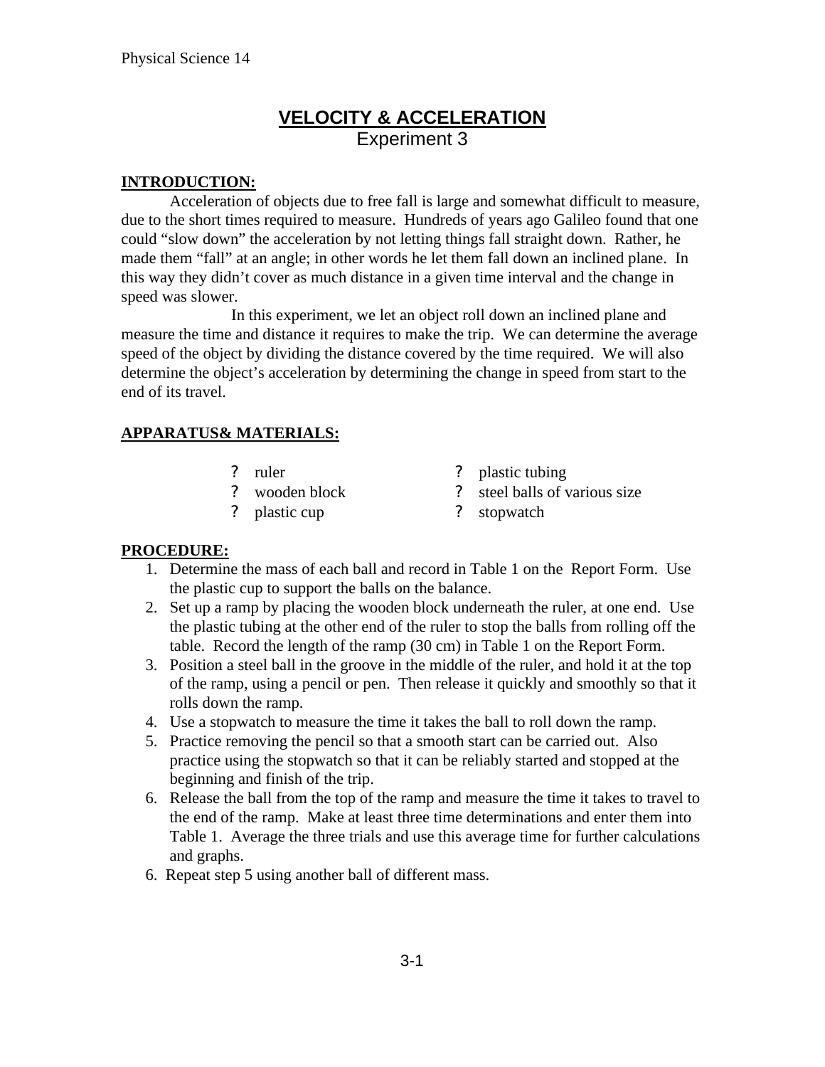# VELOCITY & ACCELERATION

## Experiment 3

**INTRODUCTION:**

Acceleration of objects due to free fall is large and somewhat difficult to measure, due to the short times required to measure. Hundreds of years ago Galileo found that one could "slow down" the acceleration by not letting things fall straight down. Rather, he made them "fall" at an angle; in other words he let them fall down an inclined plane. In this way they didn't cover as much distance in a given time interval and the change in speed was slower.

In this experiment, we let an object roll down an inclined plane and measure the time and distance it requires to make the trip. We can determine the average speed of the object by dividing the distance covered by the time required. We will also determine the object's acceleration by determining the change in speed from start to the end of its travel.

**APPARATUS& MATERIALS:**

- ruler
- wooden block
- plastic cup
- plastic tubing
- steel balls of various size
- stopwatch

**PROCEDURE:**

1. Determine the mass of each ball and record in Table 1 on the Report Form. Use the plastic cup to support the balls on the balance.
2. Set up a ramp by placing the wooden block underneath the ruler, at one end. Use the plastic tubing at the other end of the ruler to stop the balls from rolling off the table. Record the length of the ramp (30 cm) in Table 1 on the Report Form.
3. Position a steel ball in the groove in the middle of the ruler, and hold it at the top of the ramp, using a pencil or pen. Then release it quickly and smoothly so that it rolls down the ramp.
4. Use a stopwatch to measure the time it takes the ball to roll down the ramp.
5. Practice removing the pencil so that a smooth start can be carried out. Also practice using the stopwatch so that it can be reliably started and stopped at the beginning and finish of the trip.
6. Release the ball from the top of the ramp and measure the time it takes to travel to the end of the ramp. Make at least three time determinations and enter them into Table 1. Average the three trials and use this average time for further calculations and graphs.

6. Repeat step 5 using another ball of different mass.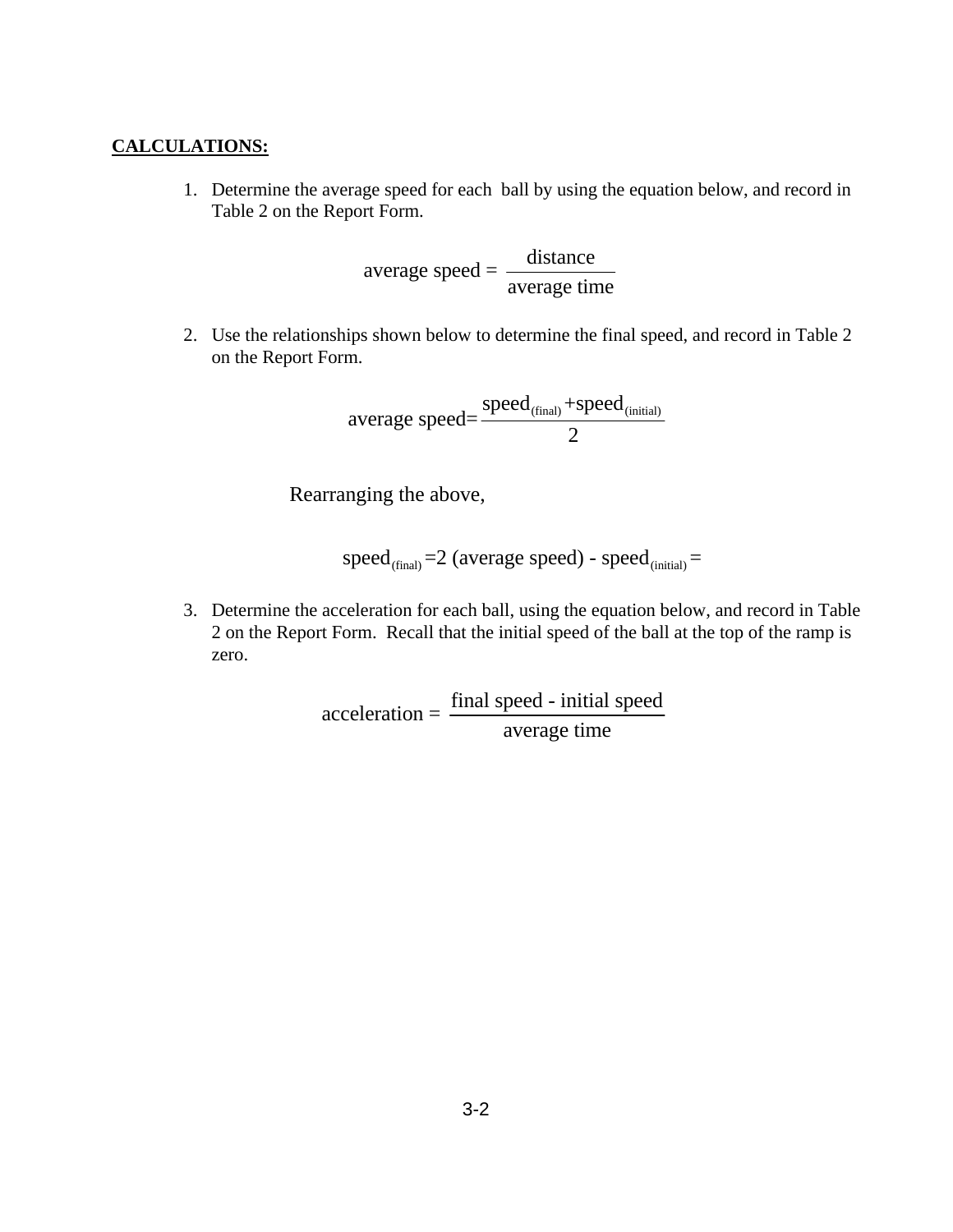**CALCULATIONS:**

1. Determine the average speed for each ball by using the equation below, and record in Table 2 on the Report Form.

$$\text{average speed} = \frac{\text{distance}}{\text{average time}}$$

2. Use the relationships shown below to determine the final speed, and record in Table 2 on the Report Form.

$$\text{average speed} = \frac{\text{speed}_{\text{(final)}} + \text{speed}_{\text{(initial)}}}{2}$$

Rearranging the above,

$$\text{speed}_{\text{(final)}} = 2\,(\text{average speed}) - \text{speed}_{\text{(initial)}} =$$

3. Determine the acceleration for each ball, using the equation below, and record in Table 2 on the Report Form. Recall that the initial speed of the ball at the top of the ramp is zero.

$$\text{acceleration} = \frac{\text{final speed - initial speed}}{\text{average time}}$$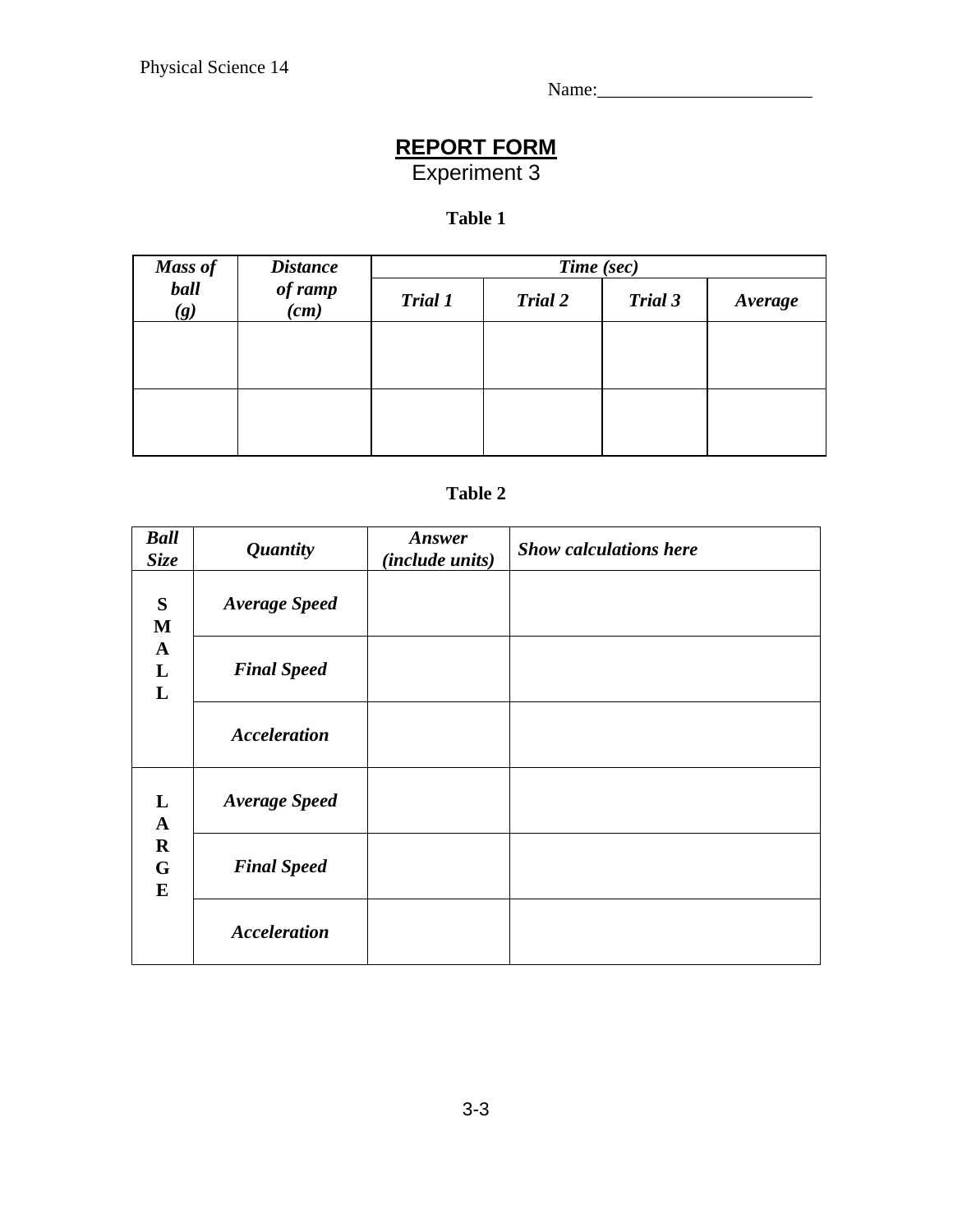Physical Science 14

Name:_______________________

## REPORT FORM

Experiment 3

**Table 1**

| ***Mass of ball (g)*** | ***Distance of ramp (cm)*** | ***Time (sec)*** | | | |
|---|---|---|---|---|---|
| | | ***Trial 1*** | ***Trial 2*** | ***Trial 3*** | ***Average*** |
| | | | | | |
| | | | | | |

**Table 2**

| ***Ball Size*** | ***Quantity*** | ***Answer (include units)*** | ***Show calculations here*** |
|---|---|---|---|
| **SMALL** | ***Average Speed*** | | |
| | ***Final Speed*** | | |
| | ***Acceleration*** | | |
| **LARGE** | ***Average Speed*** | | |
| | ***Final Speed*** | | |
| | ***Acceleration*** | | |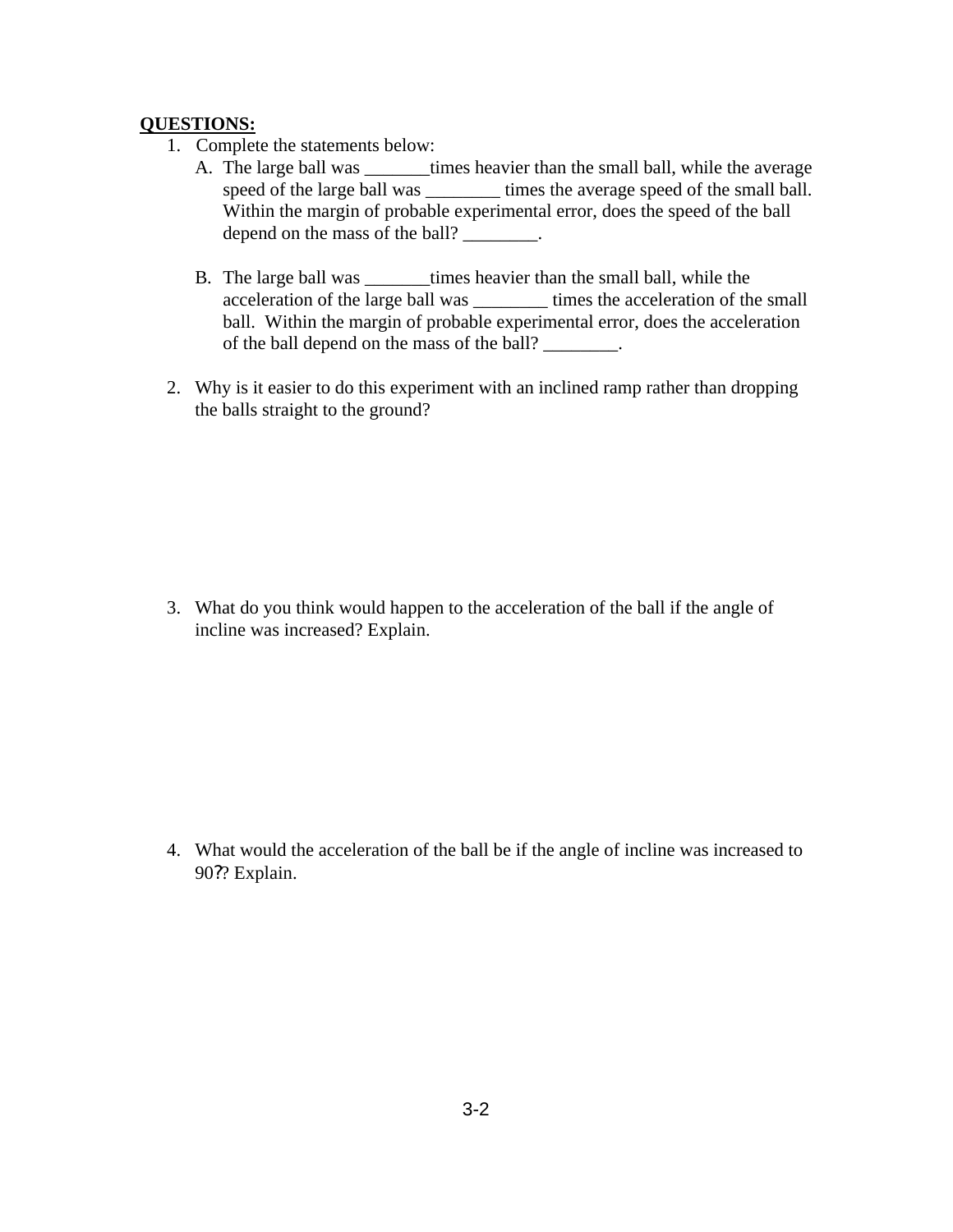**QUESTIONS:**

1. Complete the statements below:
   A. The large ball was _______times heavier than the small ball, while the average speed of the large ball was ________ times the average speed of the small ball. Within the margin of probable experimental error, does the speed of the ball depend on the mass of the ball? ________.

   B. The large ball was _______times heavier than the small ball, while the acceleration of the large ball was ________ times the acceleration of the small ball. Within the margin of probable experimental error, does the acceleration of the ball depend on the mass of the ball? ________.

2. Why is it easier to do this experiment with an inclined ramp rather than dropping the balls straight to the ground?

3. What do you think would happen to the acceleration of the ball if the angle of incline was increased? Explain.

4. What would the acceleration of the ball be if the angle of incline was increased to 90?? Explain.